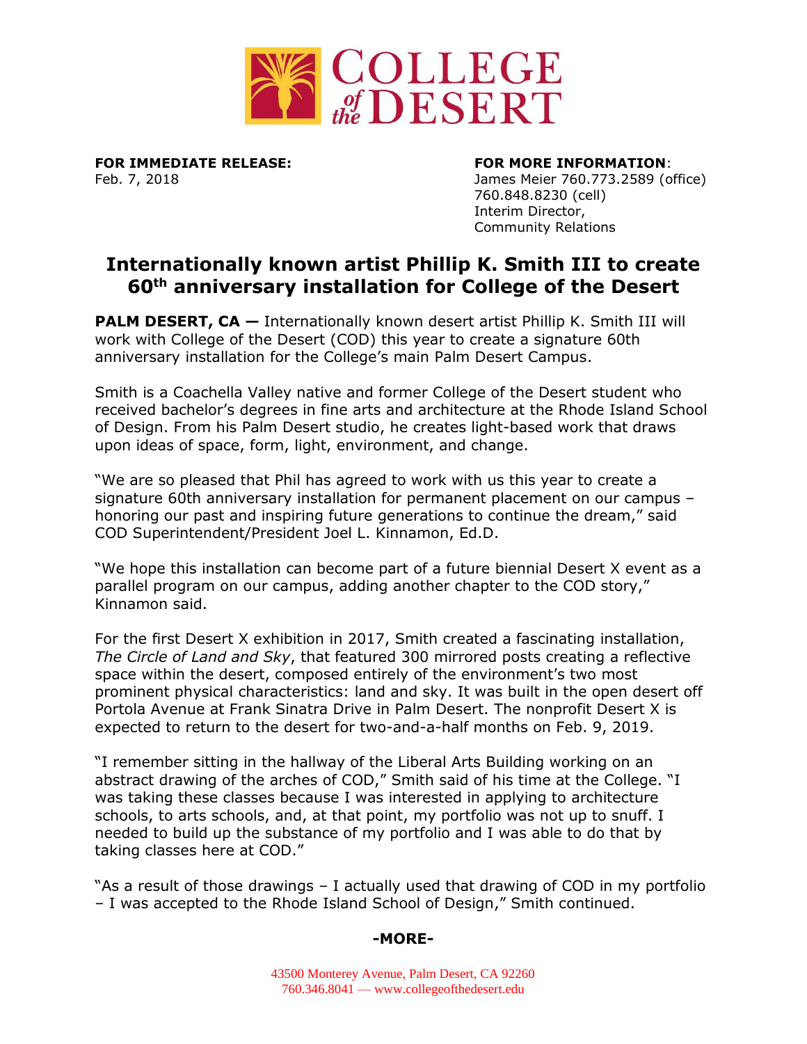**FOR IMMEDIATE RELEASE:**
Feb. 7, 2018

**FOR MORE INFORMATION**:
James Meier 760.773.2589 (office)
760.848.8230 (cell)
Interim Director,
Community Relations

# Internationally known artist Phillip K. Smith III to create 60th anniversary installation for College of the Desert

**PALM DESERT, CA —** Internationally known desert artist Phillip K. Smith III will work with College of the Desert (COD) this year to create a signature 60th anniversary installation for the College's main Palm Desert Campus.

Smith is a Coachella Valley native and former College of the Desert student who received bachelor's degrees in fine arts and architecture at the Rhode Island School of Design. From his Palm Desert studio, he creates light-based work that draws upon ideas of space, form, light, environment, and change.

"We are so pleased that Phil has agreed to work with us this year to create a signature 60th anniversary installation for permanent placement on our campus – honoring our past and inspiring future generations to continue the dream," said COD Superintendent/President Joel L. Kinnamon, Ed.D.

"We hope this installation can become part of a future biennial Desert X event as a parallel program on our campus, adding another chapter to the COD story," Kinnamon said.

For the first Desert X exhibition in 2017, Smith created a fascinating installation, *The Circle of Land and Sky*, that featured 300 mirrored posts creating a reflective space within the desert, composed entirely of the environment's two most prominent physical characteristics: land and sky. It was built in the open desert off Portola Avenue at Frank Sinatra Drive in Palm Desert. The nonprofit Desert X is expected to return to the desert for two-and-a-half months on Feb. 9, 2019.

"I remember sitting in the hallway of the Liberal Arts Building working on an abstract drawing of the arches of COD," Smith said of his time at the College. "I was taking these classes because I was interested in applying to architecture schools, to arts schools, and, at that point, my portfolio was not up to snuff. I needed to build up the substance of my portfolio and I was able to do that by taking classes here at COD."

"As a result of those drawings – I actually used that drawing of COD in my portfolio – I was accepted to the Rhode Island School of Design," Smith continued.

**-MORE-**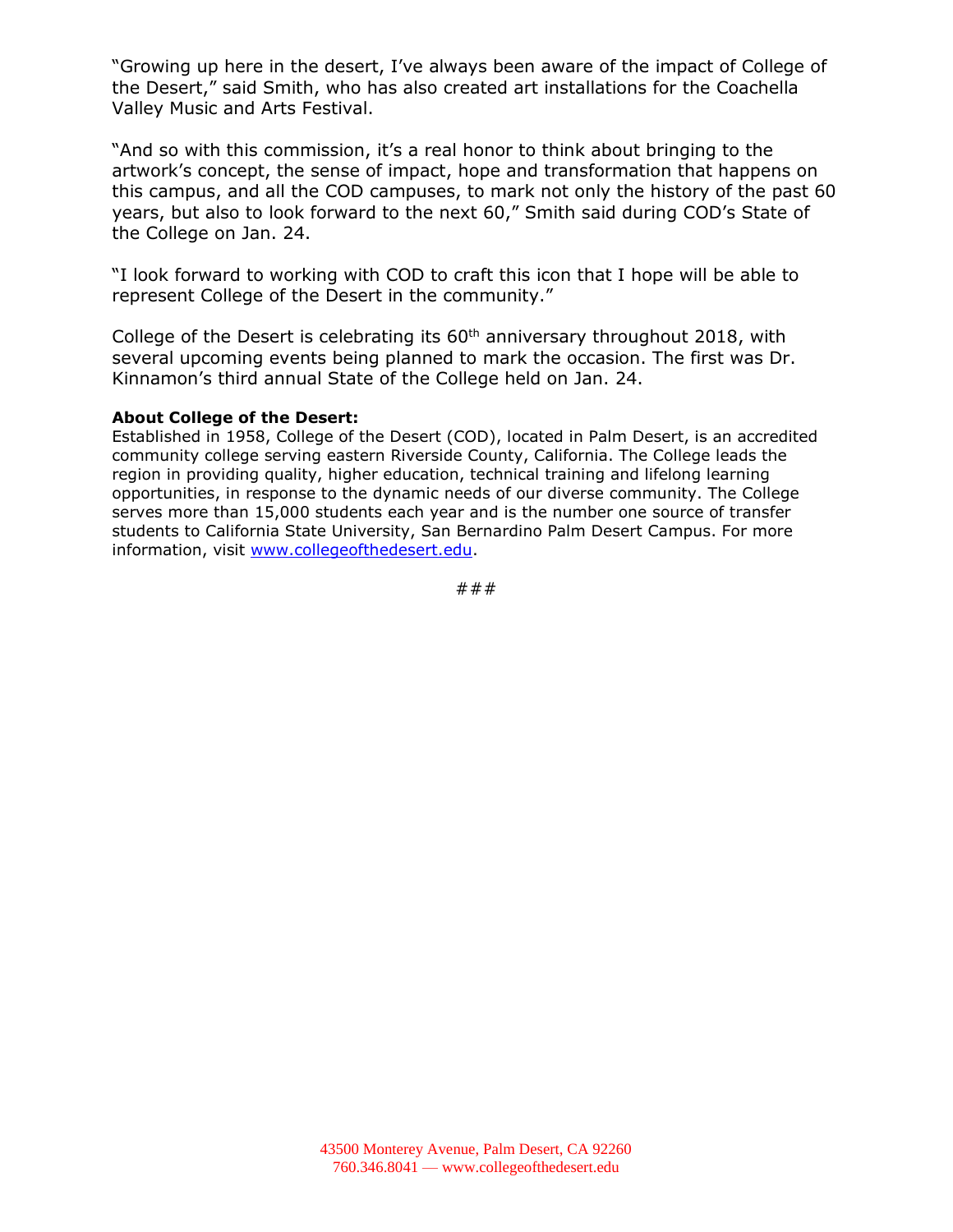"Growing up here in the desert, I've always been aware of the impact of College of the Desert," said Smith, who has also created art installations for the Coachella Valley Music and Arts Festival.

"And so with this commission, it's a real honor to think about bringing to the artwork's concept, the sense of impact, hope and transformation that happens on this campus, and all the COD campuses, to mark not only the history of the past 60 years, but also to look forward to the next 60," Smith said during COD's State of the College on Jan. 24.

"I look forward to working with COD to craft this icon that I hope will be able to represent College of the Desert in the community."

College of the Desert is celebrating its 60th anniversary throughout 2018, with several upcoming events being planned to mark the occasion. The first was Dr. Kinnamon's third annual State of the College held on Jan. 24.

**About College of the Desert:**
Established in 1958, College of the Desert (COD), located in Palm Desert, is an accredited community college serving eastern Riverside County, California. The College leads the region in providing quality, higher education, technical training and lifelong learning opportunities, in response to the dynamic needs of our diverse community. The College serves more than 15,000 students each year and is the number one source of transfer students to California State University, San Bernardino Palm Desert Campus. For more information, visit www.collegeofthedesert.edu.

###

43500 Monterey Avenue, Palm Desert, CA 92260
760.346.8041 — www.collegeofthedesert.edu